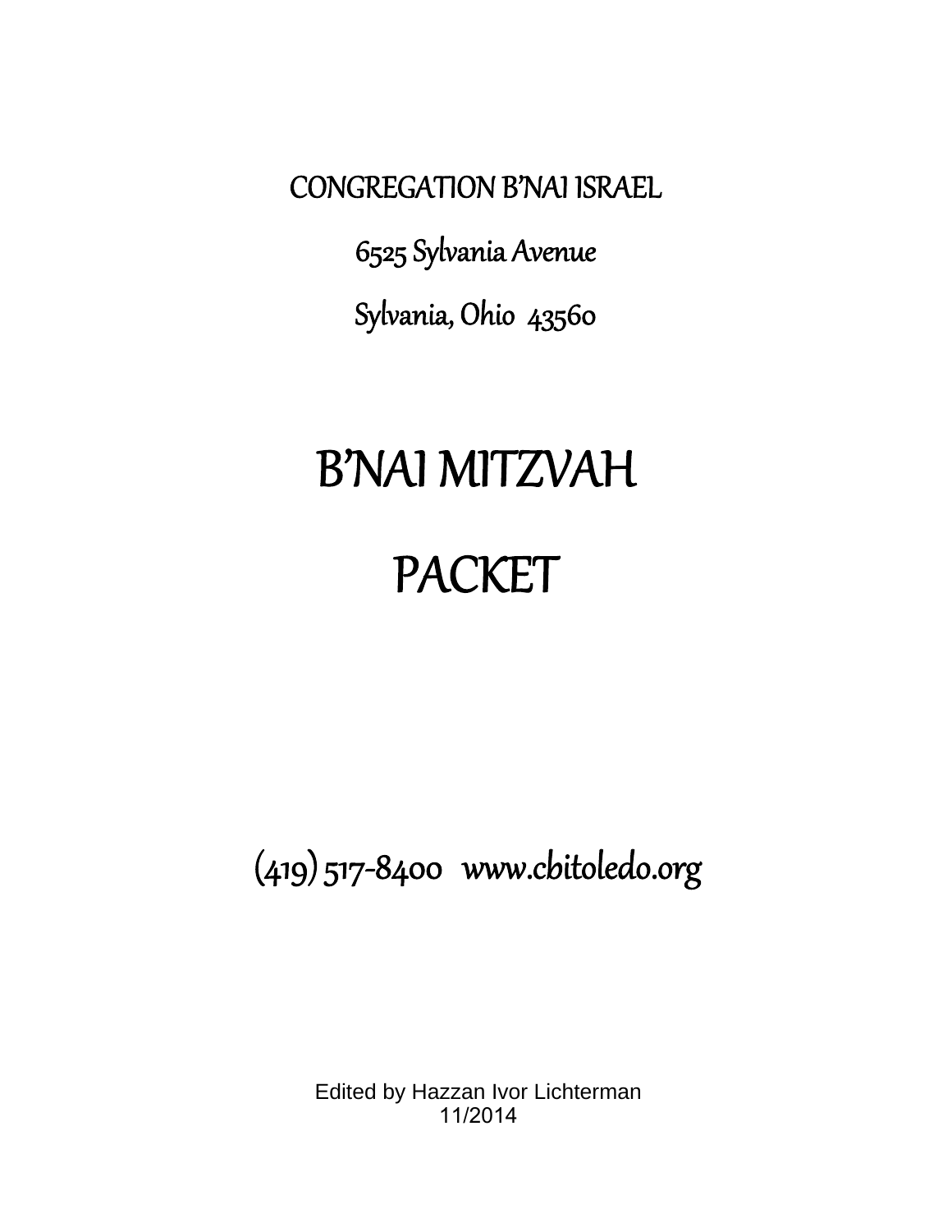CONGREGATION B'NAI ISRAEL

6525 Sylvania Avenue

Sylvania, Ohio 43560

# B'NAI MITZVAH

# PACKET

(419) 517-8400 www.cbitoledo.org

Edited by Hazzan Ivor Lichterman
11/2014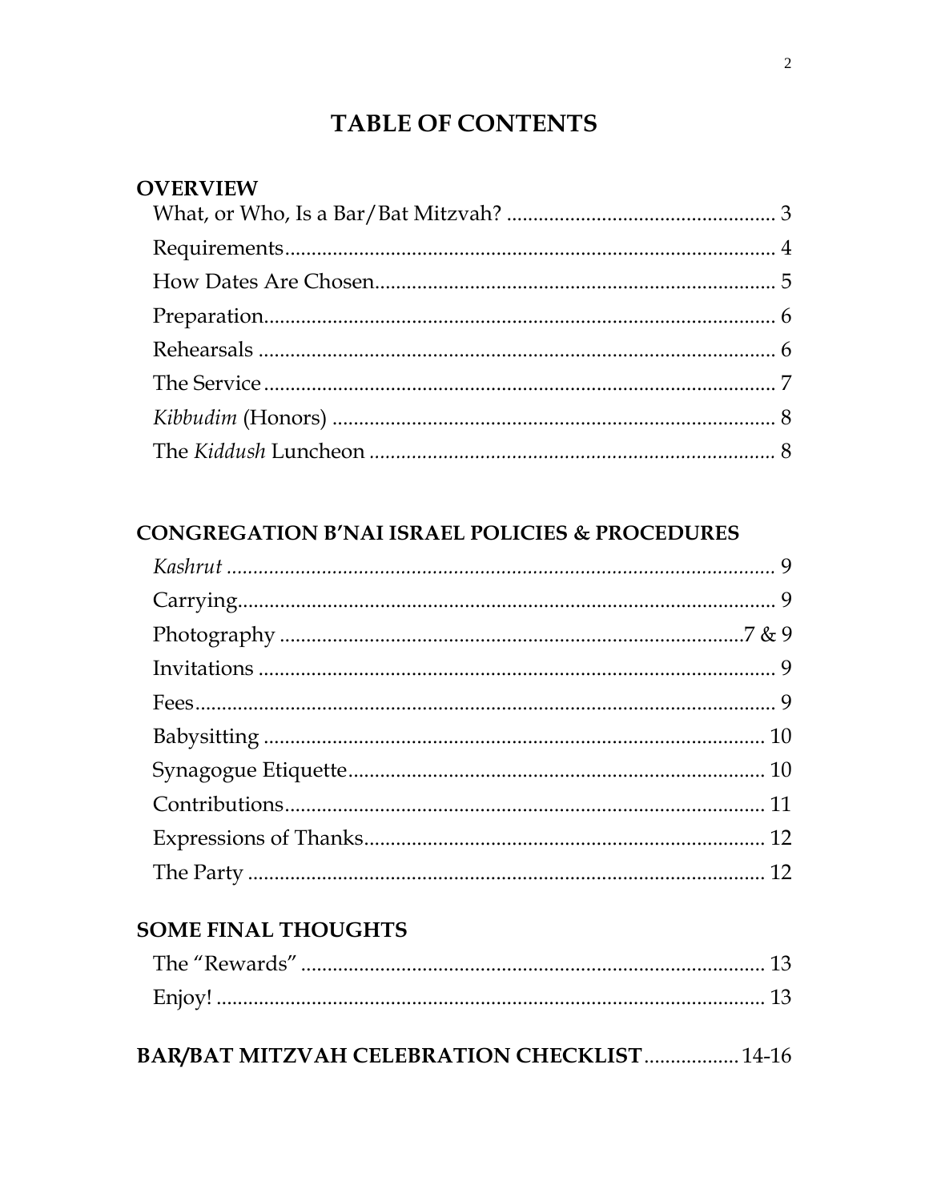# TABLE OF CONTENTS

## OVERVIEW

What, or Who, Is a Bar/Bat Mitzvah? .................................................. 3
Requirements............................................................................................ 4
How Dates Are Chosen........................................................................... 5
Preparation................................................................................................ 6
Rehearsals ................................................................................................. 6
The Service ................................................................................................ 7
*Kibbudim* (Honors) ................................................................................... 8
The *Kiddush* Luncheon ............................................................................ 8

## CONGREGATION B'NAI ISRAEL POLICIES & PROCEDURES

*Kashrut* ....................................................................................................... 9
Carrying...................................................................................................... 9
Photography ........................................................................................7 & 9
Invitations .................................................................................................. 9
Fees............................................................................................................. 9
Babysitting ............................................................................................... 10
Synagogue Etiquette.............................................................................. 10
Contributions.......................................................................................... 11
Expressions of Thanks........................................................................... 12
The Party .................................................................................................. 12

## SOME FINAL THOUGHTS

The "Rewards" ........................................................................................ 13
Enjoy! ....................................................................................................... 13

## BAR/BAT MITZVAH CELEBRATION CHECKLIST................. 14-16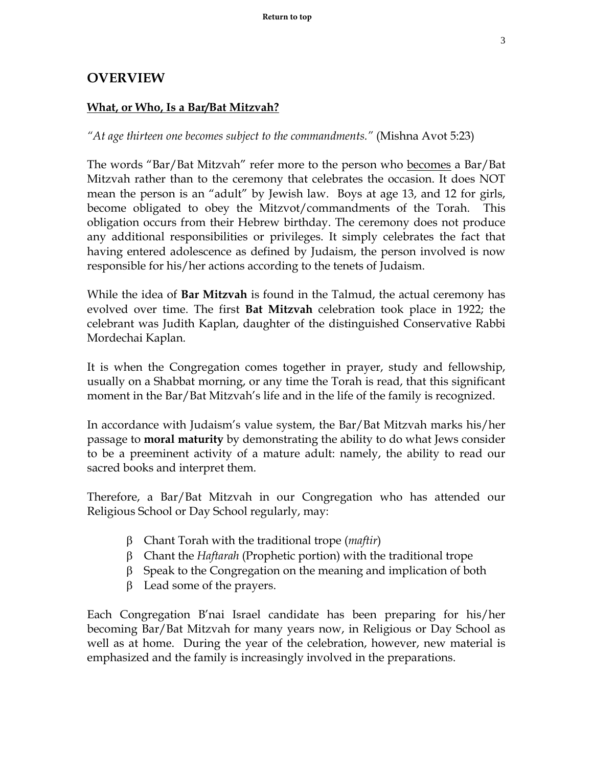## OVERVIEW

### What, or Who, Is a Bar/Bat Mitzvah?

*"At age thirteen one becomes subject to the commandments."* (Mishna Avot 5:23)

The words "Bar/Bat Mitzvah" refer more to the person who becomes a Bar/Bat Mitzvah rather than to the ceremony that celebrates the occasion. It does NOT mean the person is an "adult" by Jewish law. Boys at age 13, and 12 for girls, become obligated to obey the Mitzvot/commandments of the Torah. This obligation occurs from their Hebrew birthday. The ceremony does not produce any additional responsibilities or privileges. It simply celebrates the fact that having entered adolescence as defined by Judaism, the person involved is now responsible for his/her actions according to the tenets of Judaism.

While the idea of **Bar Mitzvah** is found in the Talmud, the actual ceremony has evolved over time. The first **Bat Mitzvah** celebration took place in 1922; the celebrant was Judith Kaplan, daughter of the distinguished Conservative Rabbi Mordechai Kaplan.

It is when the Congregation comes together in prayer, study and fellowship, usually on a Shabbat morning, or any time the Torah is read, that this significant moment in the Bar/Bat Mitzvah's life and in the life of the family is recognized.

In accordance with Judaism's value system, the Bar/Bat Mitzvah marks his/her passage to **moral maturity** by demonstrating the ability to do what Jews consider to be a preeminent activity of a mature adult: namely, the ability to read our sacred books and interpret them.

Therefore, a Bar/Bat Mitzvah in our Congregation who has attended our Religious School or Day School regularly, may:

- Chant Torah with the traditional trope (*maftir*)
- Chant the *Haftarah* (Prophetic portion) with the traditional trope
- Speak to the Congregation on the meaning and implication of both
- Lead some of the prayers.

Each Congregation B'nai Israel candidate has been preparing for his/her becoming Bar/Bat Mitzvah for many years now, in Religious or Day School as well as at home. During the year of the celebration, however, new material is emphasized and the family is increasingly involved in the preparations.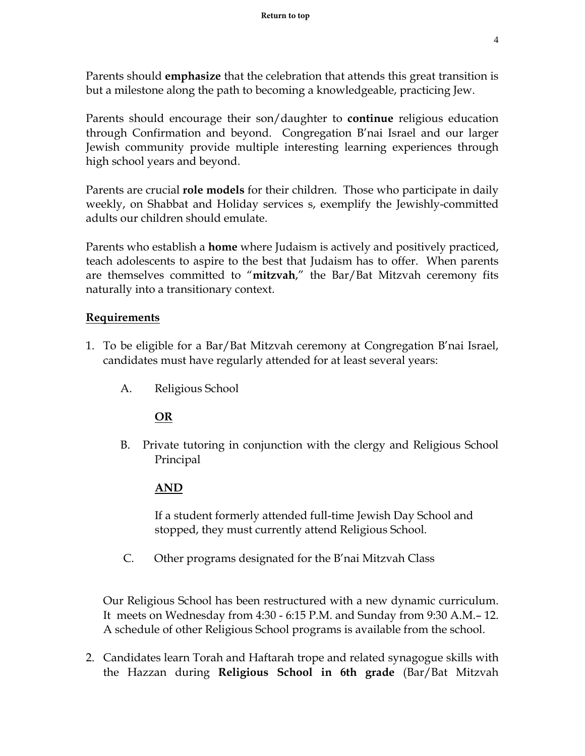Parents should **emphasize** that the celebration that attends this great transition is but a milestone along the path to becoming a knowledgeable, practicing Jew.

Parents should encourage their son/daughter to **continue** religious education through Confirmation and beyond. Congregation B'nai Israel and our larger Jewish community provide multiple interesting learning experiences through high school years and beyond.

Parents are crucial **role models** for their children. Those who participate in daily weekly, on Shabbat and Holiday services s, exemplify the Jewishly-committed adults our children should emulate.

Parents who establish a **home** where Judaism is actively and positively practiced, teach adolescents to aspire to the best that Judaism has to offer. When parents are themselves committed to "**mitzvah**," the Bar/Bat Mitzvah ceremony fits naturally into a transitionary context.

## Requirements

1. To be eligible for a Bar/Bat Mitzvah ceremony at Congregation B'nai Israel, candidates must have regularly attended for at least several years:

   A. Religious School

   **OR**

   B. Private tutoring in conjunction with the clergy and Religious School Principal

   **AND**

   If a student formerly attended full-time Jewish Day School and stopped, they must currently attend Religious School.

   C. Other programs designated for the B'nai Mitzvah Class

   Our Religious School has been restructured with a new dynamic curriculum. It meets on Wednesday from 4:30 - 6:15 P.M. and Sunday from 9:30 A.M.– 12. A schedule of other Religious School programs is available from the school.

2. Candidates learn Torah and Haftarah trope and related synagogue skills with the Hazzan during **Religious School in 6th grade** (Bar/Bat Mitzvah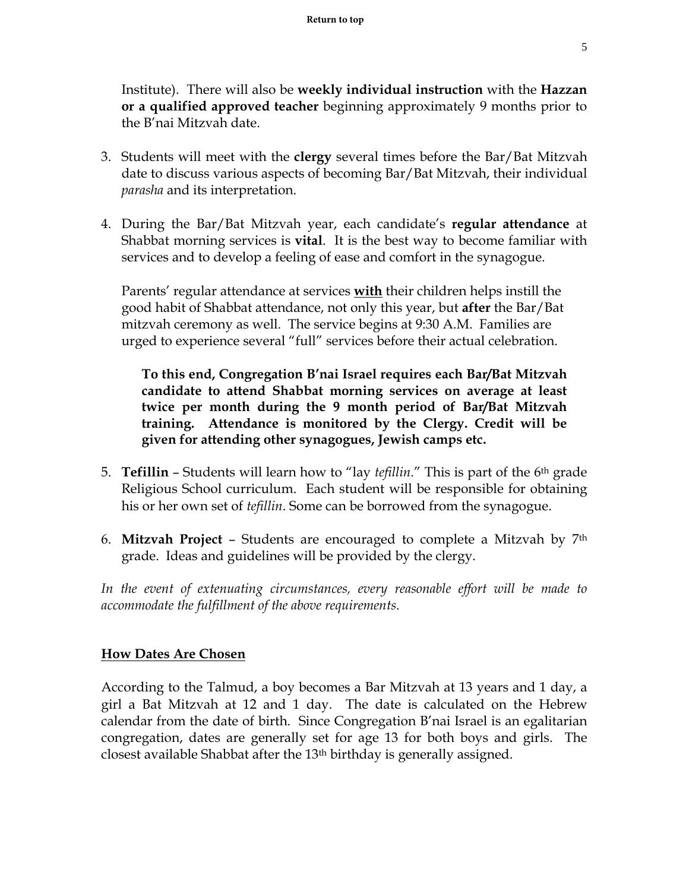Institute). There will also be **weekly individual instruction** with the **Hazzan or a qualified approved teacher** beginning approximately 9 months prior to the B'nai Mitzvah date.

3. Students will meet with the **clergy** several times before the Bar/Bat Mitzvah date to discuss various aspects of becoming Bar/Bat Mitzvah, their individual *parasha* and its interpretation.

4. During the Bar/Bat Mitzvah year, each candidate's **regular attendance** at Shabbat morning services is **vital**. It is the best way to become familiar with services and to develop a feeling of ease and comfort in the synagogue.

   Parents' regular attendance at services **<u>with</u>** their children helps instill the good habit of Shabbat attendance, not only this year, but **after** the Bar/Bat mitzvah ceremony as well. The service begins at 9:30 A.M. Families are urged to experience several "full" services before their actual celebration.

   > **To this end, Congregation B'nai Israel requires each Bar/Bat Mitzvah candidate to attend Shabbat morning services on average at least twice per month during the 9 month period of Bar/Bat Mitzvah training. Attendance is monitored by the Clergy. Credit will be given for attending other synagogues, Jewish camps etc.**

5. **Tefillin** – Students will learn how to "lay *tefillin*." This is part of the 6th grade Religious School curriculum. Each student will be responsible for obtaining his or her own set of *tefillin*. Some can be borrowed from the synagogue.

6. **Mitzvah Project** – Students are encouraged to complete a Mitzvah by 7th grade. Ideas and guidelines will be provided by the clergy.

*In the event of extenuating circumstances, every reasonable effort will be made to accommodate the fulfillment of the above requirements.*

## <u>How Dates Are Chosen</u>

According to the Talmud, a boy becomes a Bar Mitzvah at 13 years and 1 day, a girl a Bat Mitzvah at 12 and 1 day. The date is calculated on the Hebrew calendar from the date of birth. Since Congregation B'nai Israel is an egalitarian congregation, dates are generally set for age 13 for both boys and girls. The closest available Shabbat after the 13th birthday is generally assigned.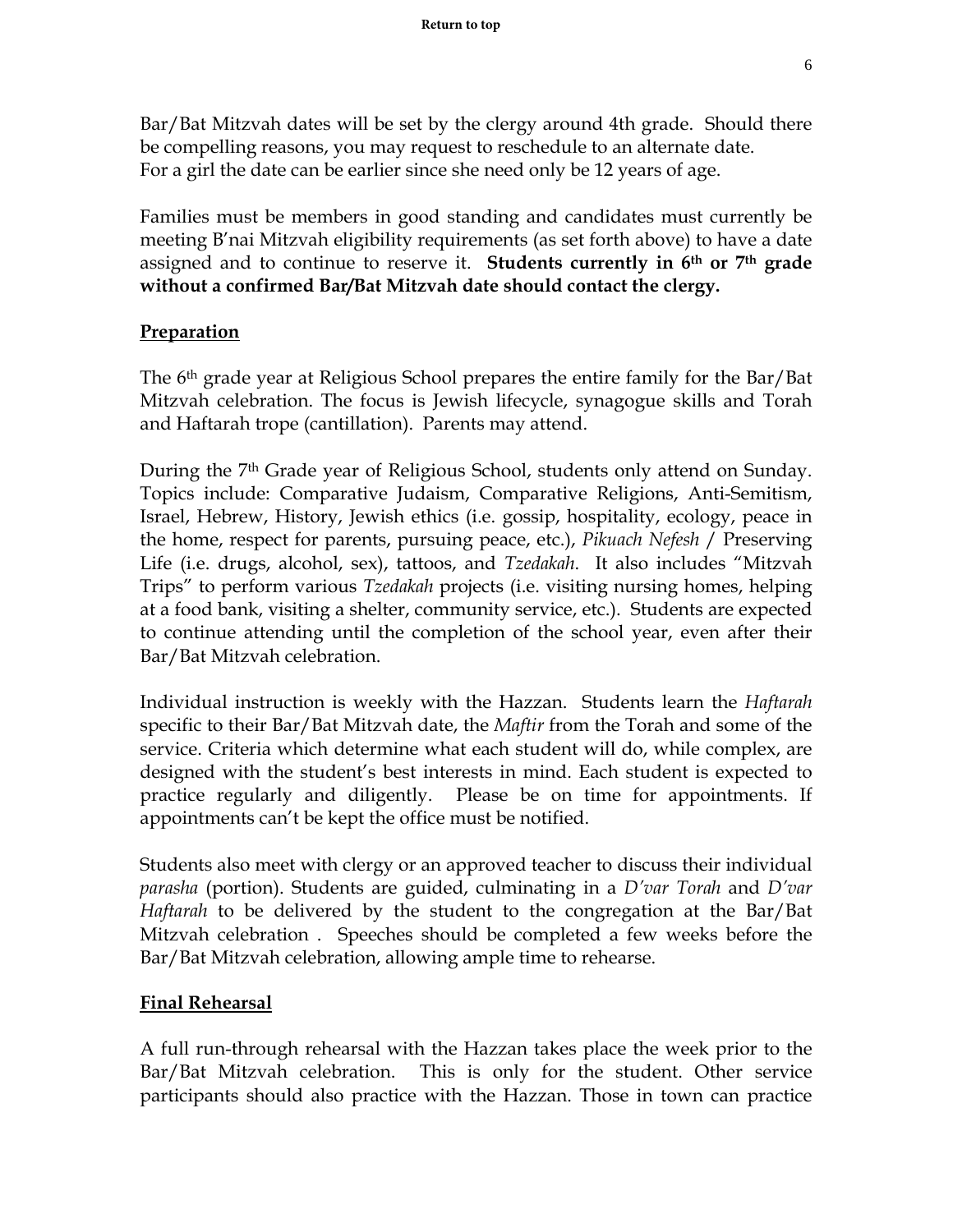Bar/Bat Mitzvah dates will be set by the clergy around 4th grade. Should there be compelling reasons, you may request to reschedule to an alternate date. For a girl the date can be earlier since she need only be 12 years of age.

Families must be members in good standing and candidates must currently be meeting B'nai Mitzvah eligibility requirements (as set forth above) to have a date assigned and to continue to reserve it. **Students currently in 6th or 7th grade without a confirmed Bar/Bat Mitzvah date should contact the clergy.**

## Preparation

The 6th grade year at Religious School prepares the entire family for the Bar/Bat Mitzvah celebration. The focus is Jewish lifecycle, synagogue skills and Torah and Haftarah trope (cantillation). Parents may attend.

During the 7th Grade year of Religious School, students only attend on Sunday. Topics include: Comparative Judaism, Comparative Religions, Anti-Semitism, Israel, Hebrew, History, Jewish ethics (i.e. gossip, hospitality, ecology, peace in the home, respect for parents, pursuing peace, etc.), *Pikuach Nefesh* / Preserving Life (i.e. drugs, alcohol, sex), tattoos, and *Tzedakah*. It also includes "Mitzvah Trips" to perform various *Tzedakah* projects (i.e. visiting nursing homes, helping at a food bank, visiting a shelter, community service, etc.). Students are expected to continue attending until the completion of the school year, even after their Bar/Bat Mitzvah celebration.

Individual instruction is weekly with the Hazzan. Students learn the *Haftarah* specific to their Bar/Bat Mitzvah date, the *Maftir* from the Torah and some of the service. Criteria which determine what each student will do, while complex, are designed with the student's best interests in mind. Each student is expected to practice regularly and diligently. Please be on time for appointments. If appointments can't be kept the office must be notified.

Students also meet with clergy or an approved teacher to discuss their individual *parasha* (portion). Students are guided, culminating in a *D'var Torah* and *D'var Haftarah* to be delivered by the student to the congregation at the Bar/Bat Mitzvah celebration . Speeches should be completed a few weeks before the Bar/Bat Mitzvah celebration, allowing ample time to rehearse.

## Final Rehearsal

A full run-through rehearsal with the Hazzan takes place the week prior to the Bar/Bat Mitzvah celebration. This is only for the student. Other service participants should also practice with the Hazzan. Those in town can practice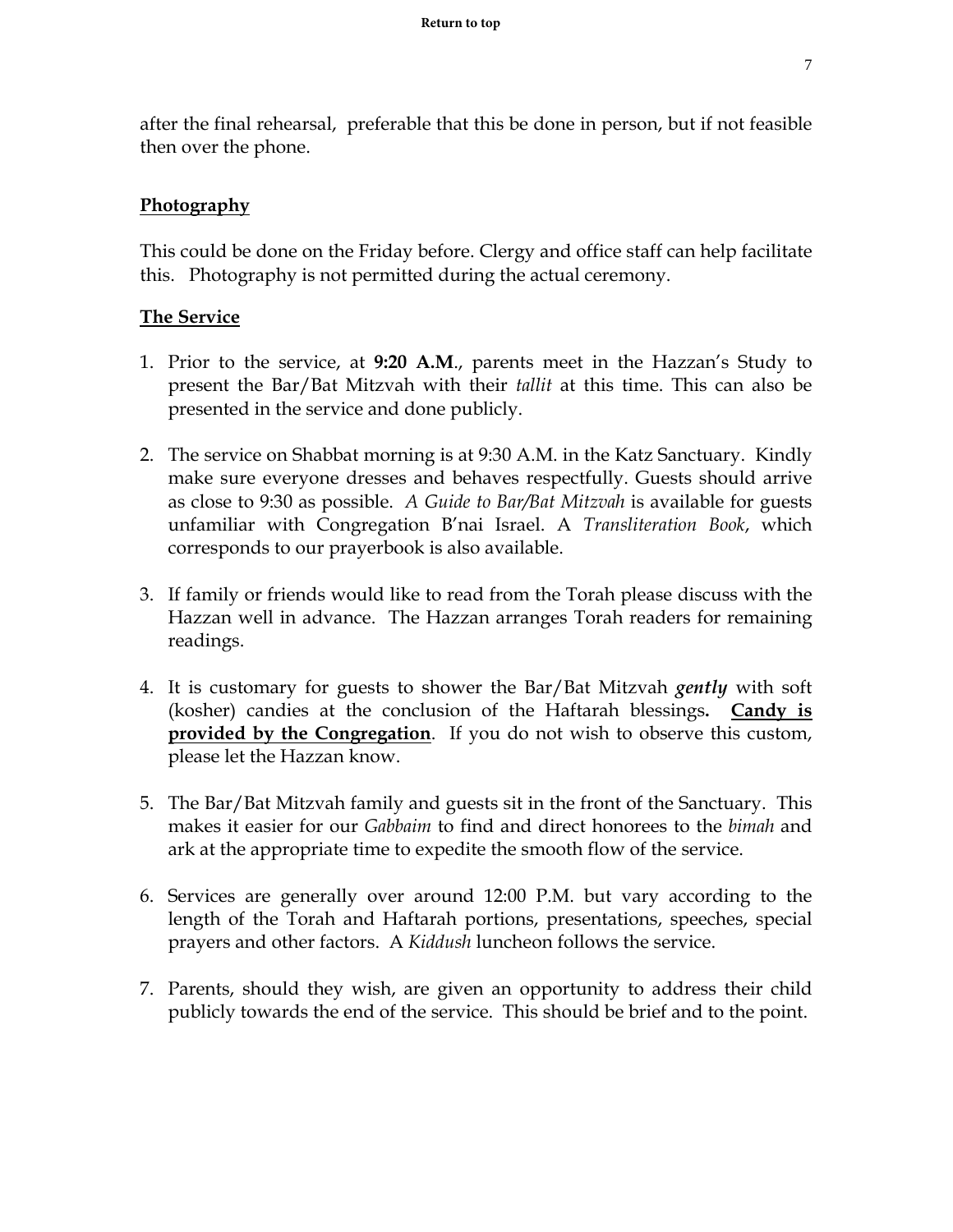after the final rehearsal, preferable that this be done in person, but if not feasible then over the phone.

**Photography**

This could be done on the Friday before. Clergy and office staff can help facilitate this. Photography is not permitted during the actual ceremony.

**The Service**

1. Prior to the service, at **9:20 A.M**., parents meet in the Hazzan's Study to present the Bar/Bat Mitzvah with their *tallit* at this time. This can also be presented in the service and done publicly.

2. The service on Shabbat morning is at 9:30 A.M. in the Katz Sanctuary. Kindly make sure everyone dresses and behaves respectfully. Guests should arrive as close to 9:30 as possible. *A Guide to Bar/Bat Mitzvah* is available for guests unfamiliar with Congregation B'nai Israel. A *Transliteration Book*, which corresponds to our prayerbook is also available.

3. If family or friends would like to read from the Torah please discuss with the Hazzan well in advance. The Hazzan arranges Torah readers for remaining readings.

4. It is customary for guests to shower the Bar/Bat Mitzvah ***gently*** with soft (kosher) candies at the conclusion of the Haftarah blessings**. Candy is provided by the Congregation**. If you do not wish to observe this custom, please let the Hazzan know.

5. The Bar/Bat Mitzvah family and guests sit in the front of the Sanctuary. This makes it easier for our *Gabbaim* to find and direct honorees to the *bimah* and ark at the appropriate time to expedite the smooth flow of the service.

6. Services are generally over around 12:00 P.M. but vary according to the length of the Torah and Haftarah portions, presentations, speeches, special prayers and other factors. A *Kiddush* luncheon follows the service.

7. Parents, should they wish, are given an opportunity to address their child publicly towards the end of the service. This should be brief and to the point.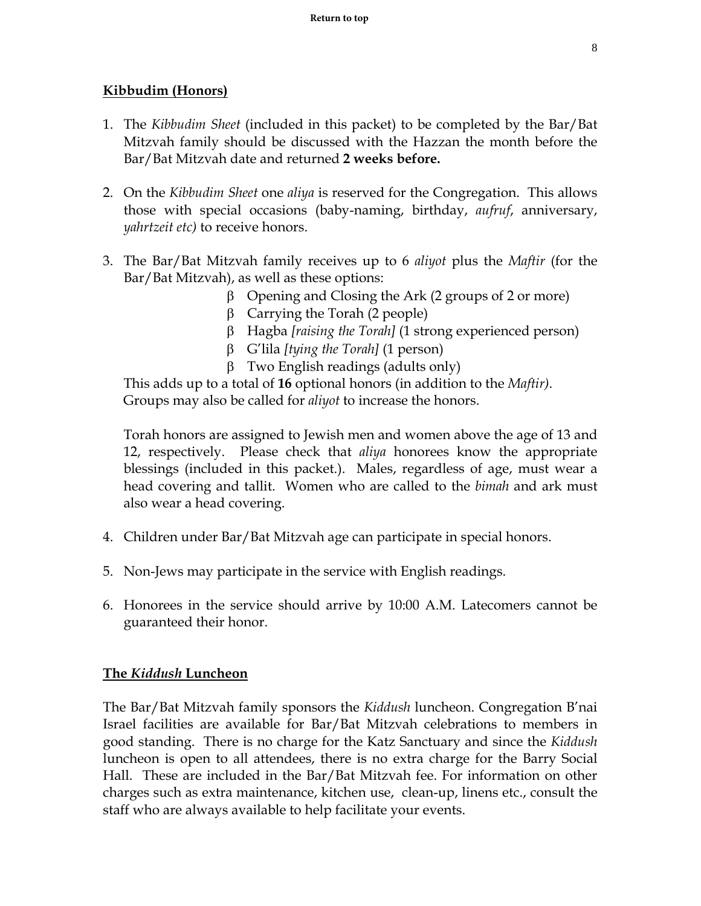**Return to top**

## Kibbudim (Honors)

1. The *Kibbudim Sheet* (included in this packet) to be completed by the Bar/Bat Mitzvah family should be discussed with the Hazzan the month before the Bar/Bat Mitzvah date and returned **2 weeks before.**

2. On the *Kibbudim Sheet* one *aliya* is reserved for the Congregation. This allows those with special occasions (baby-naming, birthday, *aufruf*, anniversary, *yahrtzeit etc)* to receive honors.

3. The Bar/Bat Mitzvah family receives up to 6 *aliyot* plus the *Maftir* (for the Bar/Bat Mitzvah), as well as these options:
   - Opening and Closing the Ark (2 groups of 2 or more)
   - Carrying the Torah (2 people)
   - Hagba *[raising the Torah]* (1 strong experienced person)
   - G'lila *[tying the Torah]* (1 person)
   - Two English readings (adults only)

   This adds up to a total of **16** optional honors (in addition to the *Maftir)*. Groups may also be called for *aliyot* to increase the honors.

   Torah honors are assigned to Jewish men and women above the age of 13 and 12, respectively. Please check that *aliya* honorees know the appropriate blessings (included in this packet.). Males, regardless of age, must wear a head covering and tallit. Women who are called to the *bimah* and ark must also wear a head covering.

4. Children under Bar/Bat Mitzvah age can participate in special honors.

5. Non-Jews may participate in the service with English readings.

6. Honorees in the service should arrive by 10:00 A.M. Latecomers cannot be guaranteed their honor.

## The *Kiddush* Luncheon

The Bar/Bat Mitzvah family sponsors the *Kiddush* luncheon. Congregation B'nai Israel facilities are available for Bar/Bat Mitzvah celebrations to members in good standing. There is no charge for the Katz Sanctuary and since the *Kiddush* luncheon is open to all attendees, there is no extra charge for the Barry Social Hall. These are included in the Bar/Bat Mitzvah fee. For information on other charges such as extra maintenance, kitchen use, clean-up, linens etc., consult the staff who are always available to help facilitate your events.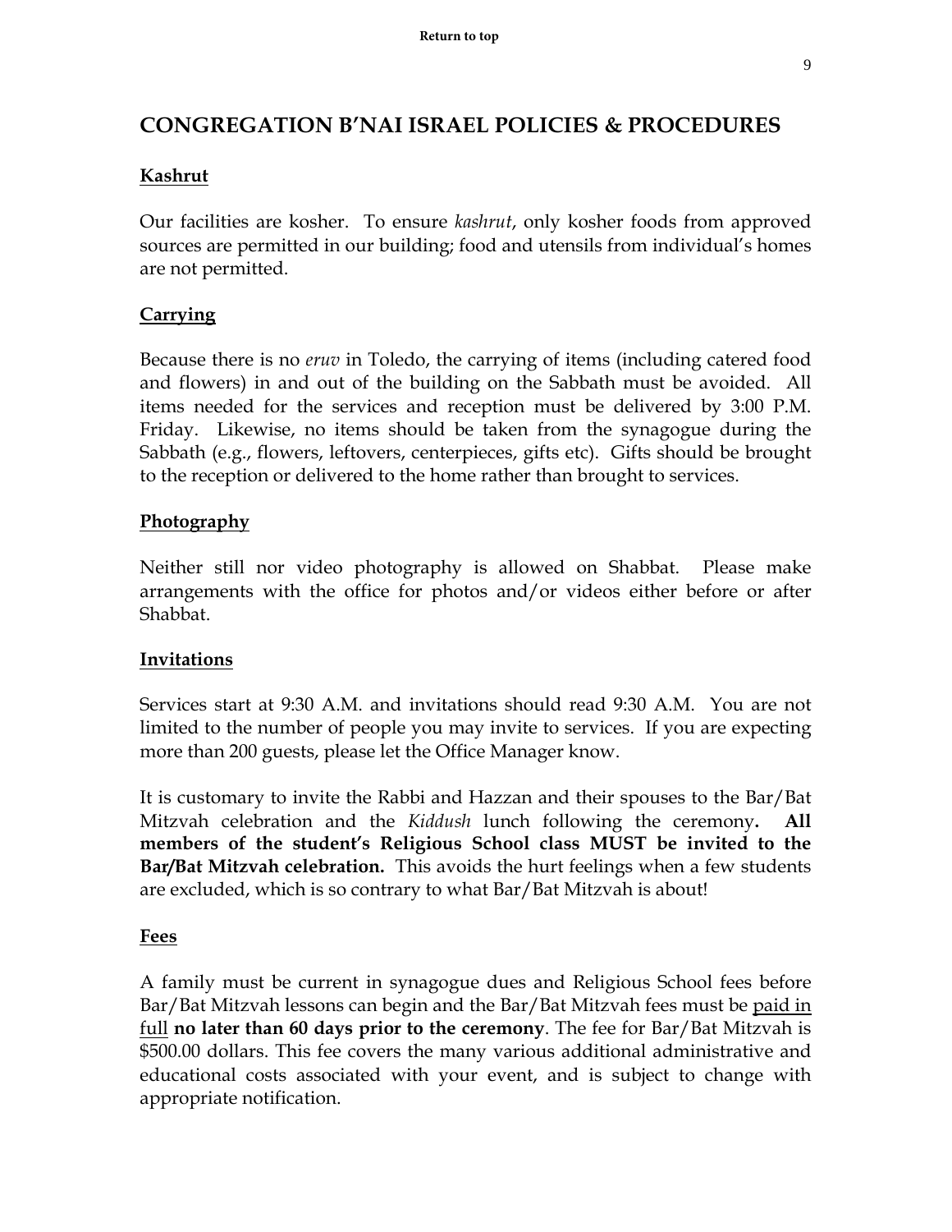## CONGREGATION B'NAI ISRAEL POLICIES & PROCEDURES

### Kashrut

Our facilities are kosher. To ensure *kashrut*, only kosher foods from approved sources are permitted in our building; food and utensils from individual's homes are not permitted.

### Carrying

Because there is no *eruv* in Toledo, the carrying of items (including catered food and flowers) in and out of the building on the Sabbath must be avoided. All items needed for the services and reception must be delivered by 3:00 P.M. Friday. Likewise, no items should be taken from the synagogue during the Sabbath (e.g., flowers, leftovers, centerpieces, gifts etc). Gifts should be brought to the reception or delivered to the home rather than brought to services.

### Photography

Neither still nor video photography is allowed on Shabbat. Please make arrangements with the office for photos and/or videos either before or after Shabbat.

### Invitations

Services start at 9:30 A.M. and invitations should read 9:30 A.M. You are not limited to the number of people you may invite to services. If you are expecting more than 200 guests, please let the Office Manager know.

It is customary to invite the Rabbi and Hazzan and their spouses to the Bar/Bat Mitzvah celebration and the *Kiddush* lunch following the ceremony**. All members of the student's Religious School class MUST be invited to the Bar/Bat Mitzvah celebration.** This avoids the hurt feelings when a few students are excluded, which is so contrary to what Bar/Bat Mitzvah is about!

### Fees

A family must be current in synagogue dues and Religious School fees before Bar/Bat Mitzvah lessons can begin and the Bar/Bat Mitzvah fees must be <u>paid in full</u> **no later than 60 days prior to the ceremony**. The fee for Bar/Bat Mitzvah is $500.00 dollars. This fee covers the many various additional administrative and educational costs associated with your event, and is subject to change with appropriate notification.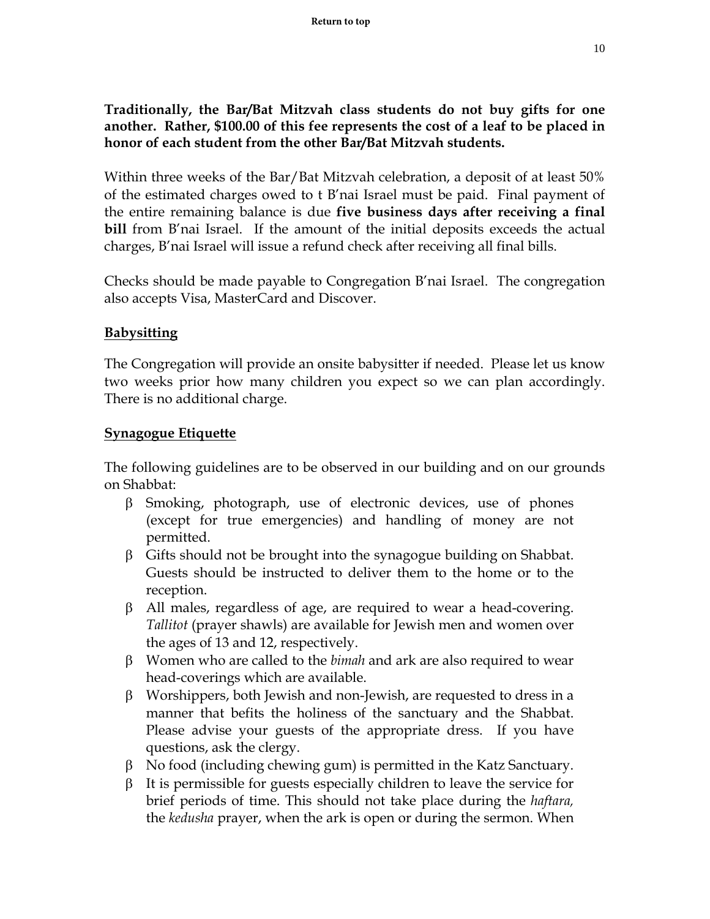**Traditionally, the Bar/Bat Mitzvah class students do not buy gifts for one another. Rather, $100.00 of this fee represents the cost of a leaf to be placed in honor of each student from the other Bar/Bat Mitzvah students.**

Within three weeks of the Bar/Bat Mitzvah celebration, a deposit of at least 50% of the estimated charges owed to t B'nai Israel must be paid. Final payment of the entire remaining balance is due **five business days after receiving a final bill** from B'nai Israel. If the amount of the initial deposits exceeds the actual charges, B'nai Israel will issue a refund check after receiving all final bills.

Checks should be made payable to Congregation B'nai Israel. The congregation also accepts Visa, MasterCard and Discover.

## Babysitting

The Congregation will provide an onsite babysitter if needed. Please let us know two weeks prior how many children you expect so we can plan accordingly. There is no additional charge.

## Synagogue Etiquette

The following guidelines are to be observed in our building and on our grounds on Shabbat:

- Smoking, photograph, use of electronic devices, use of phones (except for true emergencies) and handling of money are not permitted.
- Gifts should not be brought into the synagogue building on Shabbat. Guests should be instructed to deliver them to the home or to the reception.
- All males, regardless of age, are required to wear a head-covering. *Tallitot* (prayer shawls) are available for Jewish men and women over the ages of 13 and 12, respectively.
- Women who are called to the *bimah* and ark are also required to wear head-coverings which are available.
- Worshippers, both Jewish and non-Jewish, are requested to dress in a manner that befits the holiness of the sanctuary and the Shabbat. Please advise your guests of the appropriate dress. If you have questions, ask the clergy.
- No food (including chewing gum) is permitted in the Katz Sanctuary.
- It is permissible for guests especially children to leave the service for brief periods of time. This should not take place during the *haftara,* the *kedusha* prayer, when the ark is open or during the sermon. When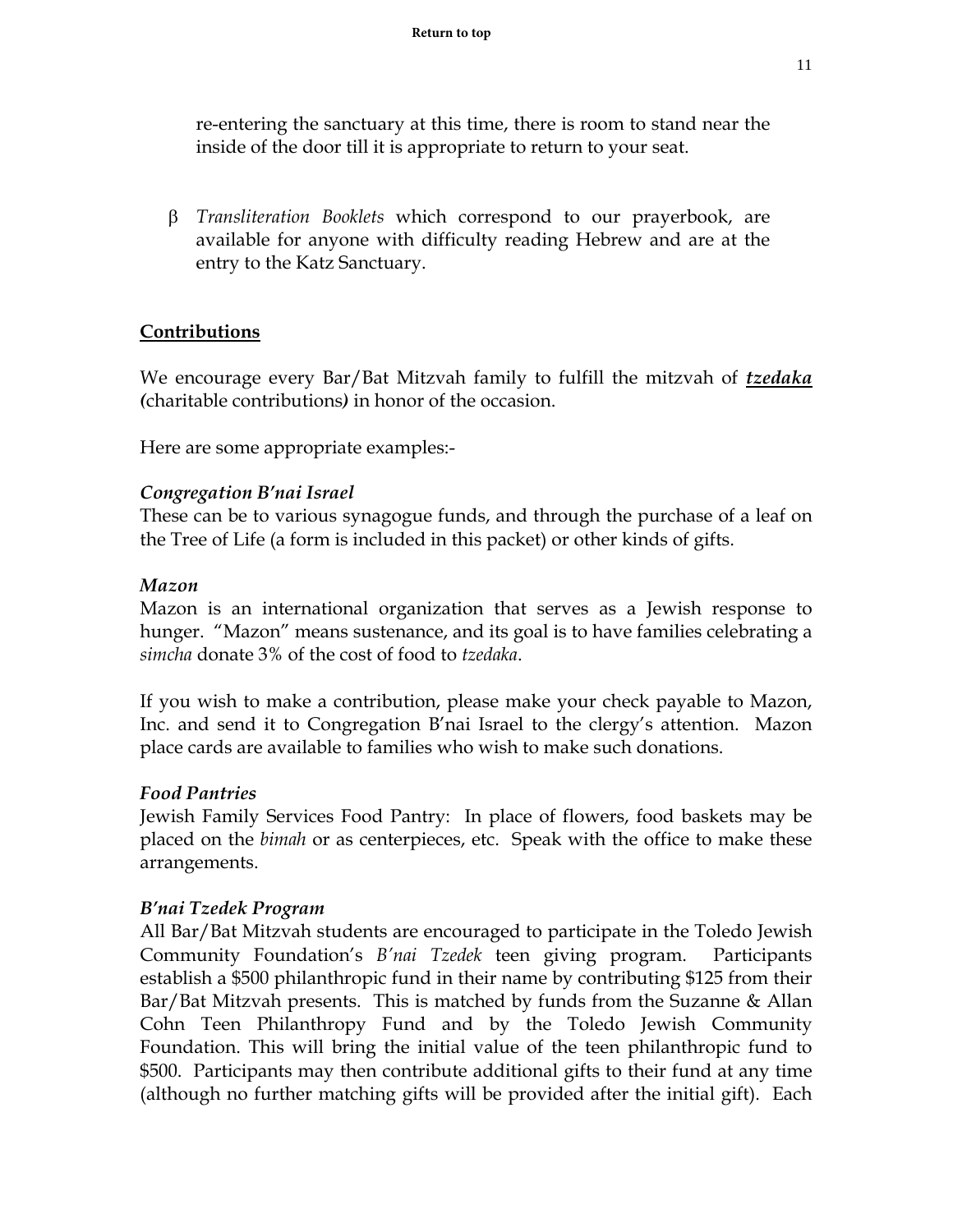re-entering the sanctuary at this time, there is room to stand near the inside of the door till it is appropriate to return to your seat.

- *Transliteration Booklets* which correspond to our prayerbook, are available for anyone with difficulty reading Hebrew and are at the entry to the Katz Sanctuary.

## **Contributions**

We encourage every Bar/Bat Mitzvah family to fulfill the mitzvah of ***tzedaka*** *(*charitable contributions*)* in honor of the occasion.

Here are some appropriate examples:-

***Congregation B'nai Israel***
These can be to various synagogue funds, and through the purchase of a leaf on the Tree of Life (a form is included in this packet) or other kinds of gifts.

***Mazon***
Mazon is an international organization that serves as a Jewish response to hunger. "Mazon" means sustenance, and its goal is to have families celebrating a *simcha* donate 3% of the cost of food to *tzedaka*.

If you wish to make a contribution, please make your check payable to Mazon, Inc. and send it to Congregation B'nai Israel to the clergy's attention. Mazon place cards are available to families who wish to make such donations.

***Food Pantries***
Jewish Family Services Food Pantry: In place of flowers, food baskets may be placed on the *bimah* or as centerpieces, etc. Speak with the office to make these arrangements.

***B'nai Tzedek Program***
All Bar/Bat Mitzvah students are encouraged to participate in the Toledo Jewish Community Foundation's *B'nai Tzedek* teen giving program. Participants establish a $500 philanthropic fund in their name by contributing $125 from their Bar/Bat Mitzvah presents. This is matched by funds from the Suzanne & Allan Cohn Teen Philanthropy Fund and by the Toledo Jewish Community Foundation. This will bring the initial value of the teen philanthropic fund to $500. Participants may then contribute additional gifts to their fund at any time (although no further matching gifts will be provided after the initial gift). Each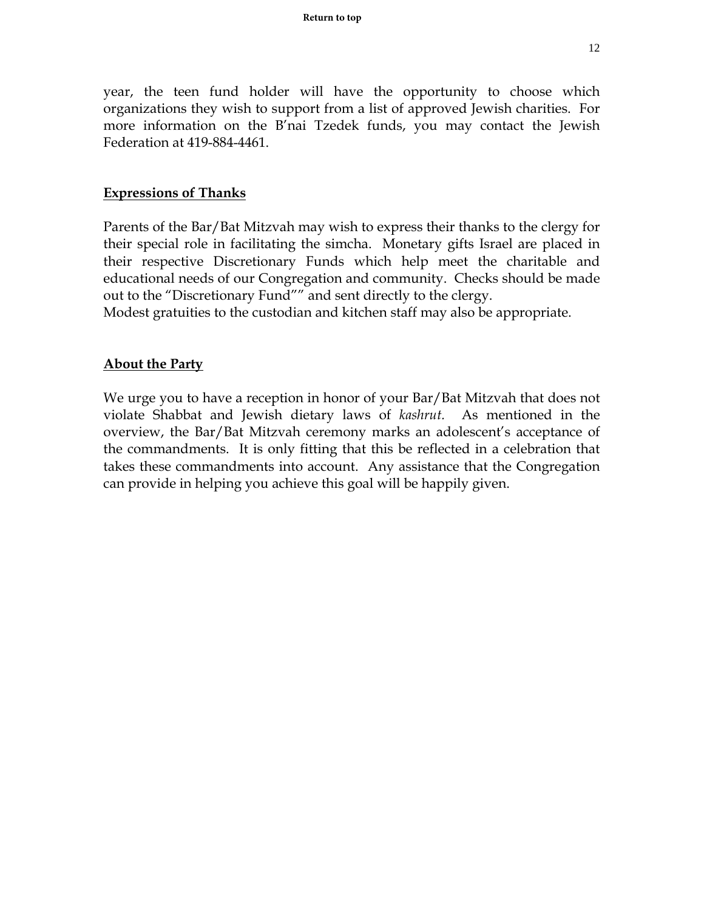year, the teen fund holder will have the opportunity to choose which organizations they wish to support from a list of approved Jewish charities. For more information on the B'nai Tzedek funds, you may contact the Jewish Federation at 419-884-4461.

## Expressions of Thanks

Parents of the Bar/Bat Mitzvah may wish to express their thanks to the clergy for their special role in facilitating the simcha. Monetary gifts Israel are placed in their respective Discretionary Funds which help meet the charitable and educational needs of our Congregation and community. Checks should be made out to the "Discretionary Fund"" and sent directly to the clergy.
Modest gratuities to the custodian and kitchen staff may also be appropriate.

## About the Party

We urge you to have a reception in honor of your Bar/Bat Mitzvah that does not violate Shabbat and Jewish dietary laws of *kashrut*. As mentioned in the overview, the Bar/Bat Mitzvah ceremony marks an adolescent's acceptance of the commandments. It is only fitting that this be reflected in a celebration that takes these commandments into account. Any assistance that the Congregation can provide in helping you achieve this goal will be happily given.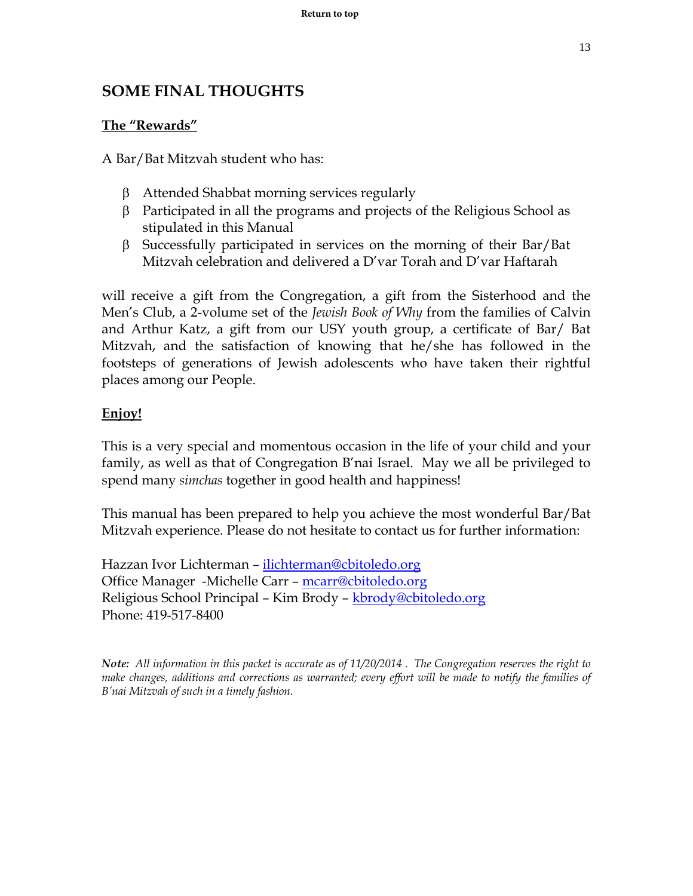## SOME FINAL THOUGHTS

**The "Rewards"**

A Bar/Bat Mitzvah student who has:

- Attended Shabbat morning services regularly
- Participated in all the programs and projects of the Religious School as stipulated in this Manual
- Successfully participated in services on the morning of their Bar/Bat Mitzvah celebration and delivered a D'var Torah and D'var Haftarah

will receive a gift from the Congregation, a gift from the Sisterhood and the Men's Club, a 2-volume set of the *Jewish Book of Why* from the families of Calvin and Arthur Katz, a gift from our USY youth group, a certificate of Bar/ Bat Mitzvah, and the satisfaction of knowing that he/she has followed in the footsteps of generations of Jewish adolescents who have taken their rightful places among our People.

**Enjoy!**

This is a very special and momentous occasion in the life of your child and your family, as well as that of Congregation B'nai Israel. May we all be privileged to spend many *simchas* together in good health and happiness!

This manual has been prepared to help you achieve the most wonderful Bar/Bat Mitzvah experience. Please do not hesitate to contact us for further information:

Hazzan Ivor Lichterman – ilichterman@cbitoledo.org
Office Manager -Michelle Carr – mcarr@cbitoledo.org
Religious School Principal – Kim Brody – kbrody@cbitoledo.org
Phone: 419-517-8400

***Note:*** *All information in this packet is accurate as of 11/20/2014 . The Congregation reserves the right to make changes, additions and corrections as warranted; every effort will be made to notify the families of B'nai Mitzvah of such in a timely fashion.*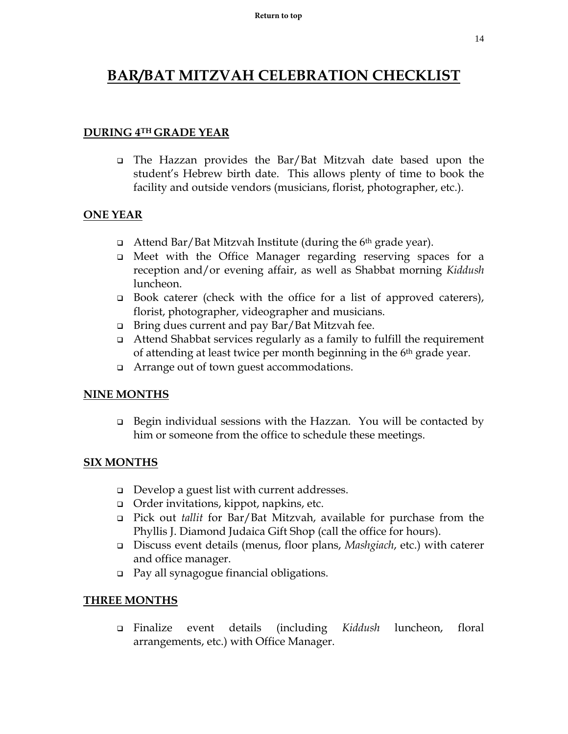# BAR/BAT MITZVAH CELEBRATION CHECKLIST

## DURING 4TH GRADE YEAR

- The Hazzan provides the Bar/Bat Mitzvah date based upon the student's Hebrew birth date. This allows plenty of time to book the facility and outside vendors (musicians, florist, photographer, etc.).

## ONE YEAR

- Attend Bar/Bat Mitzvah Institute (during the 6th grade year).
- Meet with the Office Manager regarding reserving spaces for a reception and/or evening affair, as well as Shabbat morning *Kiddush* luncheon.
- Book caterer (check with the office for a list of approved caterers), florist, photographer, videographer and musicians.
- Bring dues current and pay Bar/Bat Mitzvah fee.
- Attend Shabbat services regularly as a family to fulfill the requirement of attending at least twice per month beginning in the 6th grade year.
- Arrange out of town guest accommodations.

## NINE MONTHS

- Begin individual sessions with the Hazzan. You will be contacted by him or someone from the office to schedule these meetings.

## SIX MONTHS

- Develop a guest list with current addresses.
- Order invitations, kippot, napkins, etc.
- Pick out *tallit* for Bar/Bat Mitzvah, available for purchase from the Phyllis J. Diamond Judaica Gift Shop (call the office for hours).
- Discuss event details (menus, floor plans, *Mashgiach*, etc.) with caterer and office manager.
- Pay all synagogue financial obligations.

## THREE MONTHS

- Finalize event details (including *Kiddush* luncheon, floral arrangements, etc.) with Office Manager.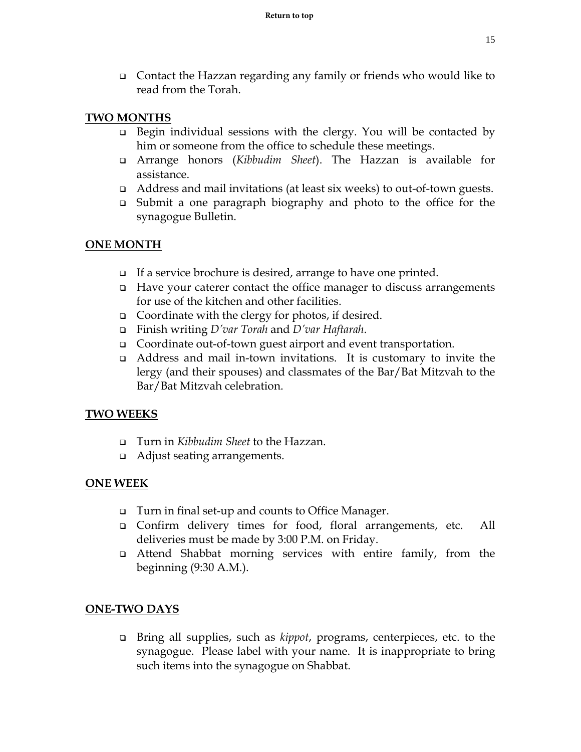- Contact the Hazzan regarding any family or friends who would like to read from the Torah.

## TWO MONTHS

- Begin individual sessions with the clergy. You will be contacted by him or someone from the office to schedule these meetings.
- Arrange honors (*Kibbudim Sheet*). The Hazzan is available for assistance.
- Address and mail invitations (at least six weeks) to out-of-town guests.
- Submit a one paragraph biography and photo to the office for the synagogue Bulletin.

## ONE MONTH

- If a service brochure is desired, arrange to have one printed.
- Have your caterer contact the office manager to discuss arrangements for use of the kitchen and other facilities.
- Coordinate with the clergy for photos, if desired.
- Finish writing *D'var Torah* and *D'var Haftarah*.
- Coordinate out-of-town guest airport and event transportation.
- Address and mail in-town invitations. It is customary to invite the lergy (and their spouses) and classmates of the Bar/Bat Mitzvah to the Bar/Bat Mitzvah celebration.

## TWO WEEKS

- Turn in *Kibbudim Sheet* to the Hazzan.
- Adjust seating arrangements.

## ONE WEEK

- Turn in final set-up and counts to Office Manager.
- Confirm delivery times for food, floral arrangements, etc. All deliveries must be made by 3:00 P.M. on Friday.
- Attend Shabbat morning services with entire family, from the beginning (9:30 A.M.).

## ONE-TWO DAYS

- Bring all supplies, such as *kippot*, programs, centerpieces, etc. to the synagogue. Please label with your name. It is inappropriate to bring such items into the synagogue on Shabbat.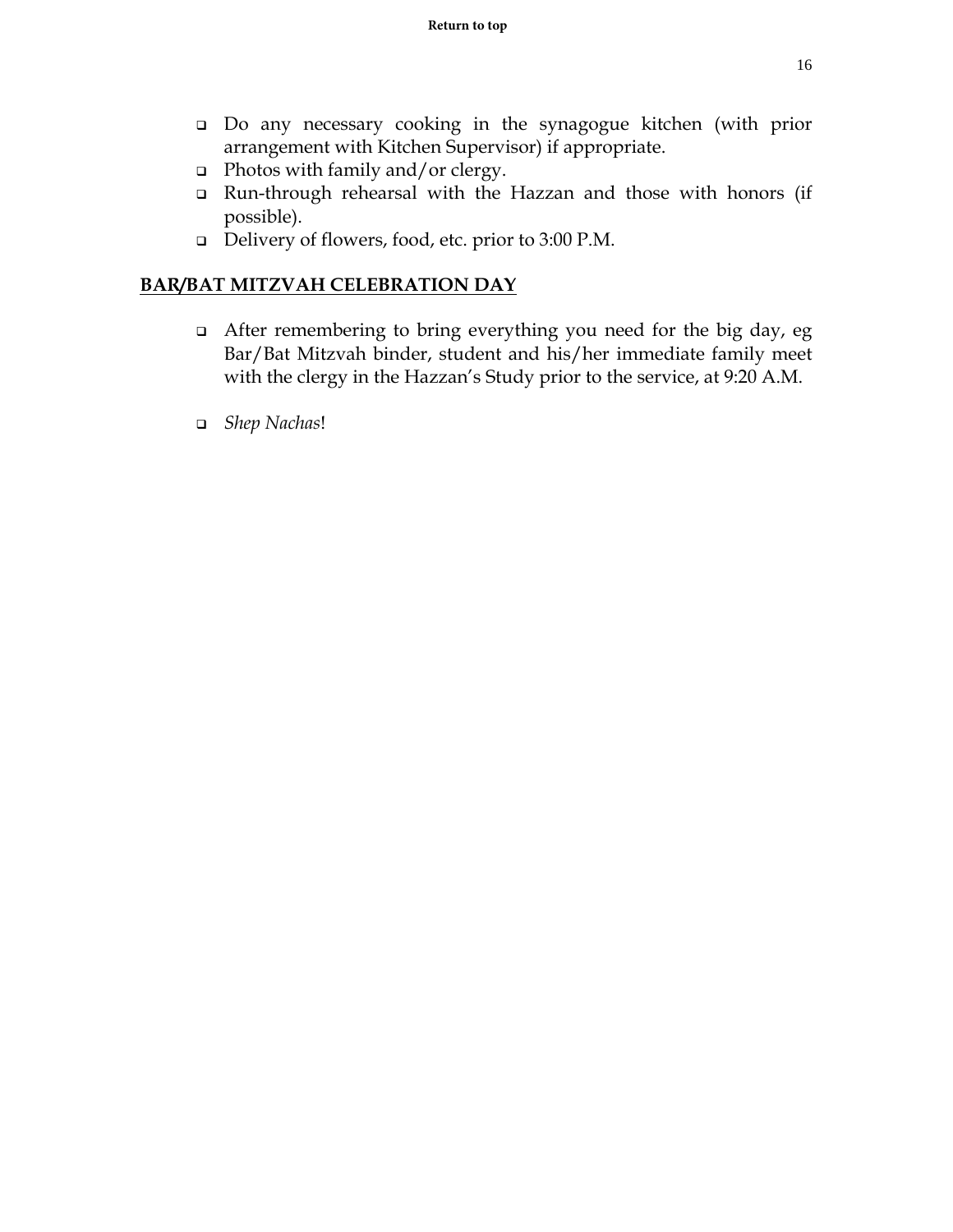- Do any necessary cooking in the synagogue kitchen (with prior arrangement with Kitchen Supervisor) if appropriate.
- Photos with family and/or clergy.
- Run-through rehearsal with the Hazzan and those with honors (if possible).
- Delivery of flowers, food, etc. prior to 3:00 P.M.

## BAR/BAT MITZVAH CELEBRATION DAY

- After remembering to bring everything you need for the big day, eg Bar/Bat Mitzvah binder, student and his/her immediate family meet with the clergy in the Hazzan's Study prior to the service, at 9:20 A.M.

- *Shep Nachas*!